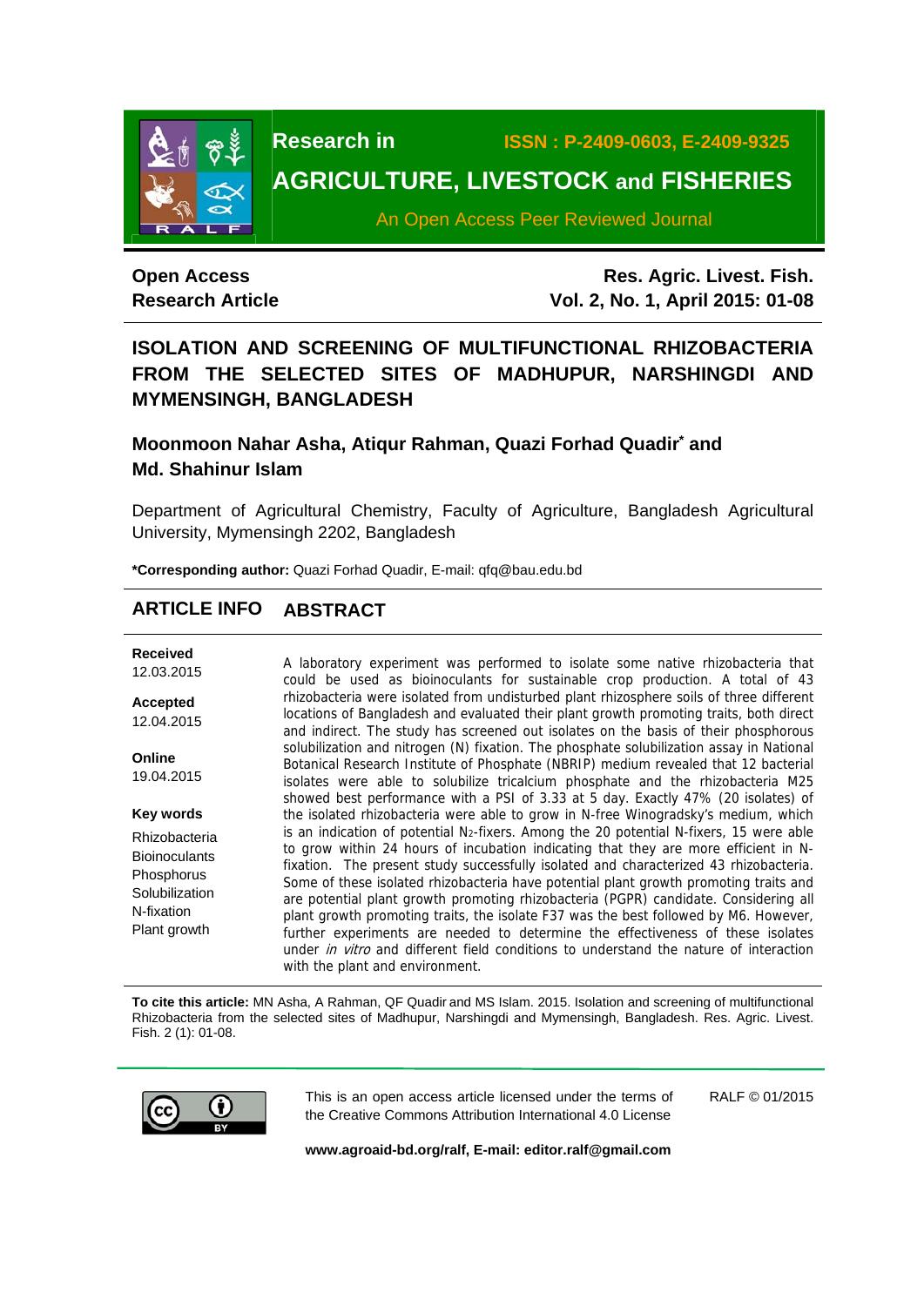# Research in AGRICULTURE, LIVESTOCK and FISHERIES

ISSN : P-2409-0603, E-2409-9325

An Open Access Peer Reviewed Journal

**Open Access**
**Research Article**

**Res. Agric. Livest. Fish.**
**Vol. 2, No. 1, April 2015: 01-08**

## ISOLATION AND SCREENING OF MULTIFUNCTIONAL RHIZOBACTERIA FROM THE SELECTED SITES OF MADHUPUR, NARSHINGDI AND MYMENSINGH, BANGLADESH

**Moonmoon Nahar Asha, Atiqur Rahman, Quazi Forhad Quadir\* and Md. Shahinur Islam**

Department of Agricultural Chemistry, Faculty of Agriculture, Bangladesh Agricultural University, Mymensingh 2202, Bangladesh

**\*Corresponding author:** Quazi Forhad Quadir, E-mail: qfq@bau.edu.bd

### ARTICLE INFO

**Received**
12.03.2015

**Accepted**
12.04.2015

**Online**
19.04.2015

**Key words**
Rhizobacteria
Bioinoculants
Phosphorus
Solubilization
N-fixation
Plant growth

### ABSTRACT

A laboratory experiment was performed to isolate some native rhizobacteria that could be used as bioinoculants for sustainable crop production. A total of 43 rhizobacteria were isolated from undisturbed plant rhizosphere soils of three different locations of Bangladesh and evaluated their plant growth promoting traits, both direct and indirect. The study has screened out isolates on the basis of their phosphorous solubilization and nitrogen (N) fixation. The phosphate solubilization assay in National Botanical Research Institute of Phosphate (NBRIP) medium revealed that 12 bacterial isolates were able to solubilize tricalcium phosphate and the rhizobacteria M25 showed best performance with a PSI of 3.33 at 5 day. Exactly 47% (20 isolates) of the isolated rhizobacteria were able to grow in N-free Winogradsky's medium, which is an indication of potential $N_2$-fixers. Among the 20 potential N-fixers, 15 were able to grow within 24 hours of incubation indicating that they are more efficient in N-fixation. The present study successfully isolated and characterized 43 rhizobacteria. Some of these isolated rhizobacteria have potential plant growth promoting traits and are potential plant growth promoting rhizobacteria (PGPR) candidate. Considering all plant growth promoting traits, the isolate F37 was the best followed by M6. However, further experiments are needed to determine the effectiveness of these isolates under *in vitro* and different field conditions to understand the nature of interaction with the plant and environment.

**To cite this article:** MN Asha, A Rahman, QF Quadir and MS Islam. 2015. Isolation and screening of multifunctional Rhizobacteria from the selected sites of Madhupur, Narshingdi and Mymensingh, Bangladesh. Res. Agric. Livest. Fish. 2 (1): 01-08.

This is an open access article licensed under the terms of the Creative Commons Attribution International 4.0 License

RALF © 01/2015

**www.agroaid-bd.org/ralf, E-mail: editor.ralf@gmail.com**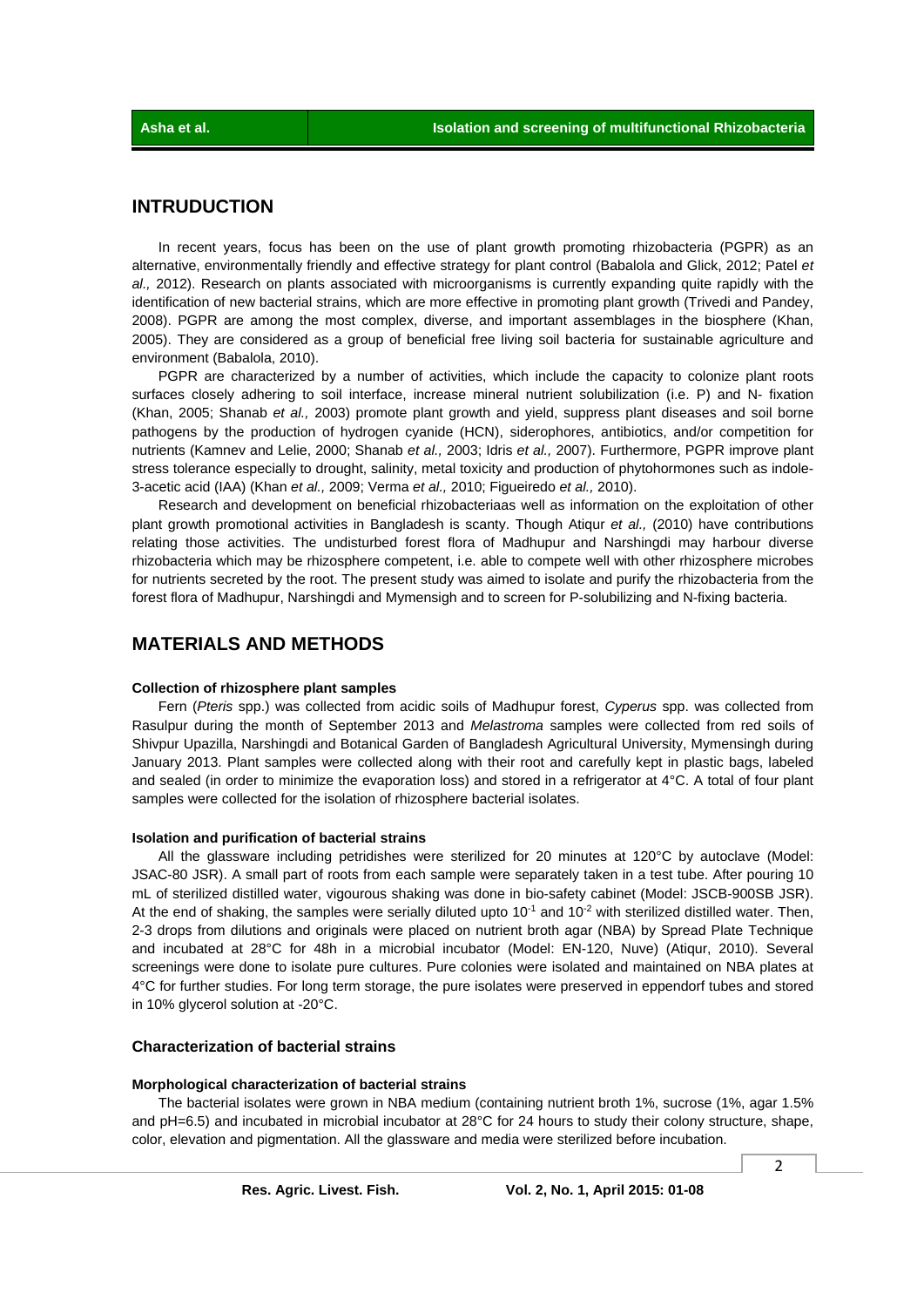## INTRUDUCTION

In recent years, focus has been on the use of plant growth promoting rhizobacteria (PGPR) as an alternative, environmentally friendly and effective strategy for plant control (Babalola and Glick, 2012; Patel *et al.,* 2012). Research on plants associated with microorganisms is currently expanding quite rapidly with the identification of new bacterial strains, which are more effective in promoting plant growth (Trivedi and Pandey, 2008). PGPR are among the most complex, diverse, and important assemblages in the biosphere (Khan, 2005). They are considered as a group of beneficial free living soil bacteria for sustainable agriculture and environment (Babalola, 2010).

PGPR are characterized by a number of activities, which include the capacity to colonize plant roots surfaces closely adhering to soil interface, increase mineral nutrient solubilization (i.e. P) and N- fixation (Khan, 2005; Shanab *et al.,* 2003) promote plant growth and yield, suppress plant diseases and soil borne pathogens by the production of hydrogen cyanide (HCN), siderophores, antibiotics, and/or competition for nutrients (Kamnev and Lelie, 2000; Shanab *et al.,* 2003; Idris *et al.,* 2007). Furthermore, PGPR improve plant stress tolerance especially to drought, salinity, metal toxicity and production of phytohormones such as indole-3-acetic acid (IAA) (Khan *et al.,* 2009; Verma *et al.,* 2010; Figueiredo *et al.,* 2010).

Research and development on beneficial rhizobacteriaas well as information on the exploitation of other plant growth promotional activities in Bangladesh is scanty. Though Atiqur *et al.,* (2010) have contributions relating those activities. The undisturbed forest flora of Madhupur and Narshingdi may harbour diverse rhizobacteria which may be rhizosphere competent, i.e. able to compete well with other rhizosphere microbes for nutrients secreted by the root. The present study was aimed to isolate and purify the rhizobacteria from the forest flora of Madhupur, Narshingdi and Mymensigh and to screen for P-solubilizing and N-fixing bacteria.

## MATERIALS AND METHODS

#### Collection of rhizosphere plant samples

Fern (*Pteris* spp.) was collected from acidic soils of Madhupur forest, *Cyperus* spp. was collected from Rasulpur during the month of September 2013 and *Melastroma* samples were collected from red soils of Shivpur Upazilla, Narshingdi and Botanical Garden of Bangladesh Agricultural University, Mymensingh during January 2013. Plant samples were collected along with their root and carefully kept in plastic bags, labeled and sealed (in order to minimize the evaporation loss) and stored in a refrigerator at 4°C. A total of four plant samples were collected for the isolation of rhizosphere bacterial isolates.

#### Isolation and purification of bacterial strains

All the glassware including petridishes were sterilized for 20 minutes at 120°C by autoclave (Model: JSAC-80 JSR). A small part of roots from each sample were separately taken in a test tube. After pouring 10 mL of sterilized distilled water, vigourous shaking was done in bio-safety cabinet (Model: JSCB-900SB JSR). At the end of shaking, the samples were serially diluted upto $10^{-1}$ and $10^{-2}$ with sterilized distilled water. Then, 2-3 drops from dilutions and originals were placed on nutrient broth agar (NBA) by Spread Plate Technique and incubated at 28°C for 48h in a microbial incubator (Model: EN-120, Nuve) (Atiqur, 2010). Several screenings were done to isolate pure cultures. Pure colonies were isolated and maintained on NBA plates at 4°C for further studies. For long term storage, the pure isolates were preserved in eppendorf tubes and stored in 10% glycerol solution at -20°C.

### Characterization of bacterial strains

#### Morphological characterization of bacterial strains

The bacterial isolates were grown in NBA medium (containing nutrient broth 1%, sucrose (1%, agar 1.5% and pH=6.5) and incubated in microbial incubator at 28°C for 24 hours to study their colony structure, shape, color, elevation and pigmentation. All the glassware and media were sterilized before incubation.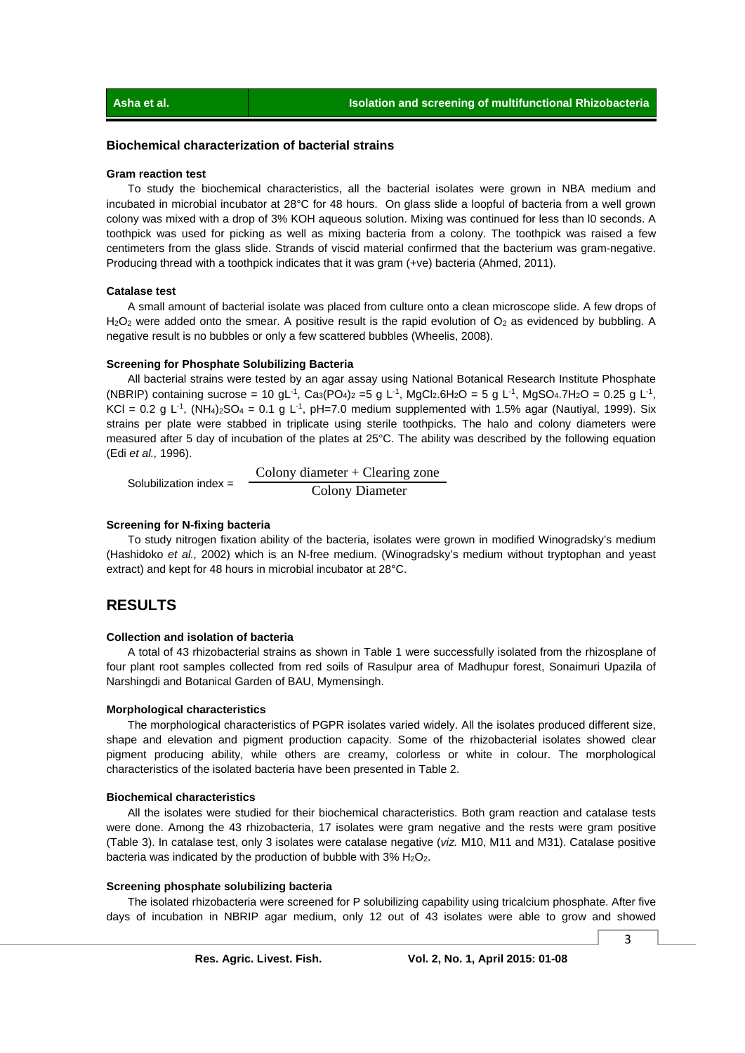### Biochemical characterization of bacterial strains

#### Gram reaction test

To study the biochemical characteristics, all the bacterial isolates were grown in NBA medium and incubated in microbial incubator at 28°C for 48 hours. On glass slide a loopful of bacteria from a well grown colony was mixed with a drop of 3% KOH aqueous solution. Mixing was continued for less than l0 seconds. A toothpick was used for picking as well as mixing bacteria from a colony. The toothpick was raised a few centimeters from the glass slide. Strands of viscid material confirmed that the bacterium was gram-negative. Producing thread with a toothpick indicates that it was gram (+ve) bacteria (Ahmed, 2011).

#### Catalase test

A small amount of bacterial isolate was placed from culture onto a clean microscope slide. A few drops of $H_2O_2$ were added onto the smear. A positive result is the rapid evolution of $O_2$ as evidenced by bubbling. A negative result is no bubbles or only a few scattered bubbles (Wheelis, 2008).

#### Screening for Phosphate Solubilizing Bacteria

All bacterial strains were tested by an agar assay using National Botanical Research Institute Phosphate (NBRIP) containing sucrose = 10 $gL^{-1}$, $Ca_3(PO_4)_2$ =5 g $L^{-1}$, $MgCl_2.6H_2O$ = 5 g $L^{-1}$, $MgSO_4.7H_2O$ = 0.25 g $L^{-1}$, KCl = 0.2 g $L^{-1}$, $(NH_4)_2SO_4$ = 0.1 g $L^{-1}$, pH=7.0 medium supplemented with 1.5% agar (Nautiyal, 1999). Six strains per plate were stabbed in triplicate using sterile toothpicks. The halo and colony diameters were measured after 5 day of incubation of the plates at 25°C. The ability was described by the following equation (Edi *et al.,* 1996).

$$\text{Solubilization index} = \frac{\text{Colony diameter} + \text{Clearing zone}}{\text{Colony Diameter}}$$

#### Screening for N-fixing bacteria

To study nitrogen fixation ability of the bacteria, isolates were grown in modified Winogradsky's medium (Hashidoko *et al.,* 2002) which is an N-free medium. (Winogradsky's medium without tryptophan and yeast extract) and kept for 48 hours in microbial incubator at 28°C.

## RESULTS

#### Collection and isolation of bacteria

A total of 43 rhizobacterial strains as shown in Table 1 were successfully isolated from the rhizosplane of four plant root samples collected from red soils of Rasulpur area of Madhupur forest, Sonaimuri Upazila of Narshingdi and Botanical Garden of BAU, Mymensingh.

#### Morphological characteristics

The morphological characteristics of PGPR isolates varied widely. All the isolates produced different size, shape and elevation and pigment production capacity. Some of the rhizobacterial isolates showed clear pigment producing ability, while others are creamy, colorless or white in colour. The morphological characteristics of the isolated bacteria have been presented in Table 2.

#### Biochemical characteristics

All the isolates were studied for their biochemical characteristics. Both gram reaction and catalase tests were done. Among the 43 rhizobacteria, 17 isolates were gram negative and the rests were gram positive (Table 3). In catalase test, only 3 isolates were catalase negative (*viz.* M10, M11 and M31). Catalase positive bacteria was indicated by the production of bubble with 3% $H_2O_2$.

#### Screening phosphate solubilizing bacteria

The isolated rhizobacteria were screened for P solubilizing capability using tricalcium phosphate. After five days of incubation in NBRIP agar medium, only 12 out of 43 isolates were able to grow and showed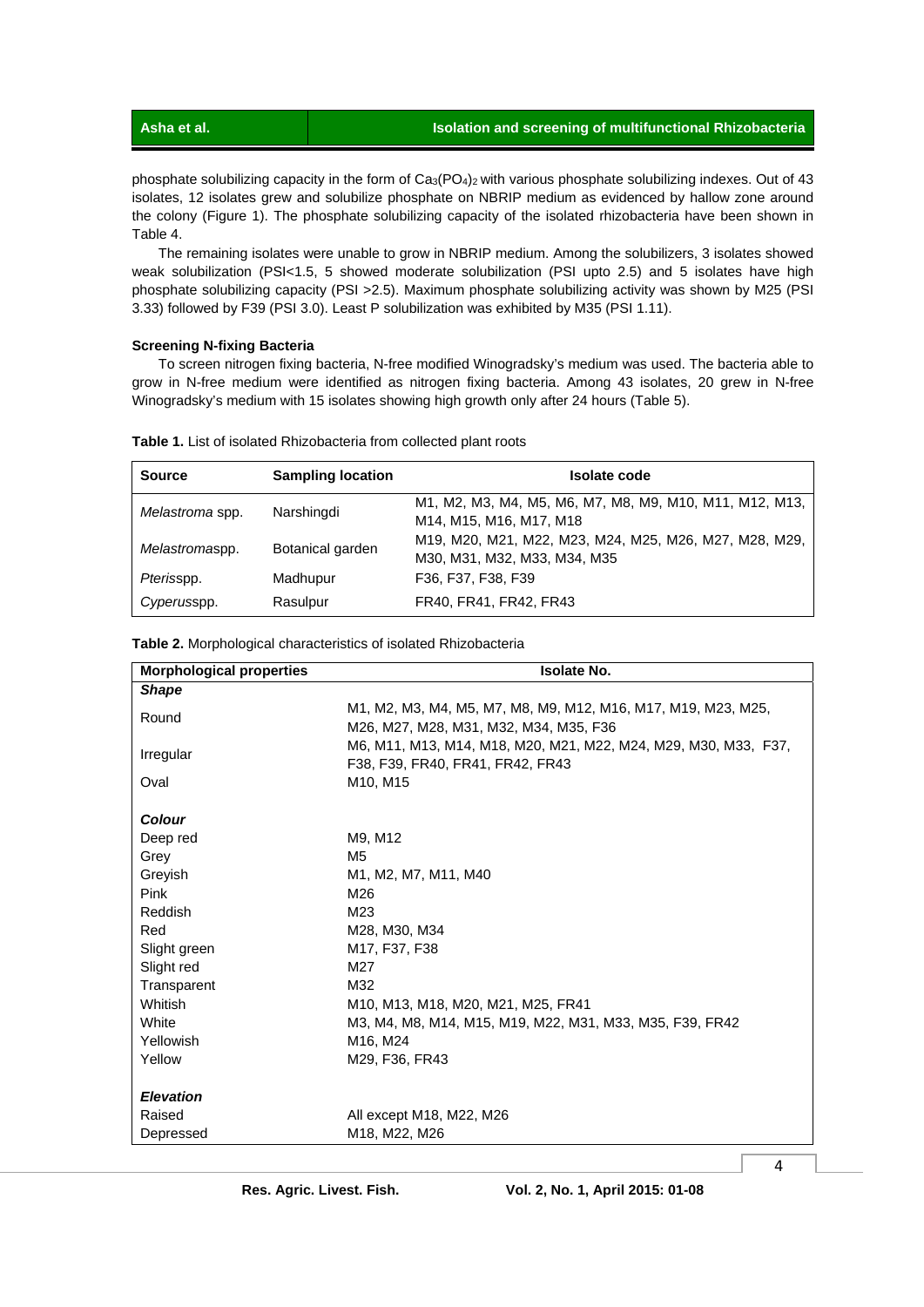phosphate solubilizing capacity in the form of $Ca_3(PO_4)_2$ with various phosphate solubilizing indexes. Out of 43 isolates, 12 isolates grew and solubilize phosphate on NBRIP medium as evidenced by hallow zone around the colony (Figure 1). The phosphate solubilizing capacity of the isolated rhizobacteria have been shown in Table 4.

The remaining isolates were unable to grow in NBRIP medium. Among the solubilizers, 3 isolates showed weak solubilization (PSI<1.5, 5 showed moderate solubilization (PSI upto 2.5) and 5 isolates have high phosphate solubilizing capacity (PSI >2.5). Maximum phosphate solubilizing activity was shown by M25 (PSI 3.33) followed by F39 (PSI 3.0). Least P solubilization was exhibited by M35 (PSI 1.11).

### Screening N-fixing Bacteria

To screen nitrogen fixing bacteria, N-free modified Winogradsky's medium was used. The bacteria able to grow in N-free medium were identified as nitrogen fixing bacteria. Among 43 isolates, 20 grew in N-free Winogradsky's medium with 15 isolates showing high growth only after 24 hours (Table 5).

**Table 1.** List of isolated Rhizobacteria from collected plant roots

| Source | Sampling location | Isolate code |
|---|---|---|
| *Melastroma* spp. | Narshingdi | M1, M2, M3, M4, M5, M6, M7, M8, M9, M10, M11, M12, M13, M14, M15, M16, M17, M18 |
| *Melastroma*spp. | Botanical garden | M19, M20, M21, M22, M23, M24, M25, M26, M27, M28, M29, M30, M31, M32, M33, M34, M35 |
| *Pteris*spp. | Madhupur | F36, F37, F38, F39 |
| *Cyperus*spp. | Rasulpur | FR40, FR41, FR42, FR43 |

**Table 2.** Morphological characteristics of isolated Rhizobacteria

| Morphological properties | Isolate No. |
|---|---|
| ***Shape*** | |
| Round | M1, M2, M3, M4, M5, M7, M8, M9, M12, M16, M17, M19, M23, M25, M26, M27, M28, M31, M32, M34, M35, F36 |
| Irregular | M6, M11, M13, M14, M18, M20, M21, M22, M24, M29, M30, M33, F37, F38, F39, FR40, FR41, FR42, FR43 |
| Oval | M10, M15 |
| ***Colour*** | |
| Deep red | M9, M12 |
| Grey | M5 |
| Greyish | M1, M2, M7, M11, M40 |
| Pink | M26 |
| Reddish | M23 |
| Red | M28, M30, M34 |
| Slight green | M17, F37, F38 |
| Slight red | M27 |
| Transparent | M32 |
| Whitish | M10, M13, M18, M20, M21, M25, FR41 |
| White | M3, M4, M8, M14, M15, M19, M22, M31, M33, M35, F39, FR42 |
| Yellowish | M16, M24 |
| Yellow | M29, F36, FR43 |
| ***Elevation*** | |
| Raised | All except M18, M22, M26 |
| Depressed | M18, M22, M26 |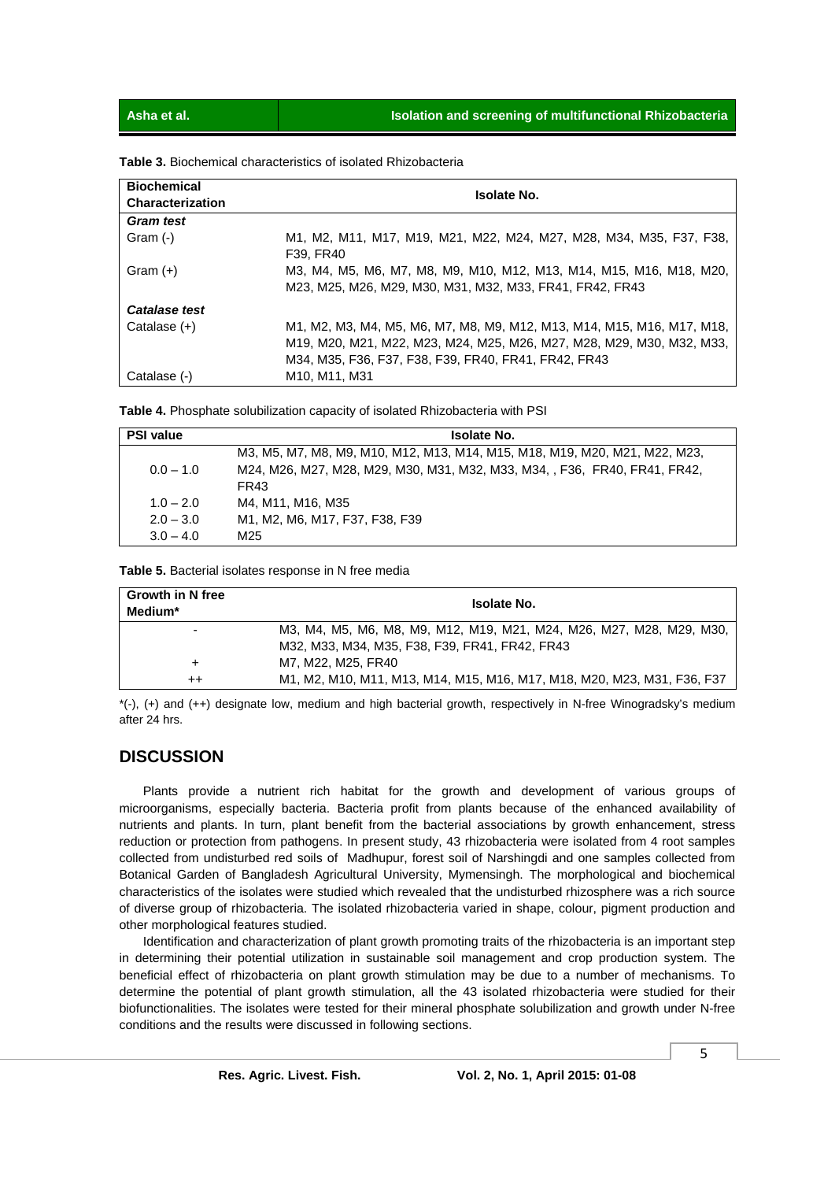**Table 3.** Biochemical characteristics of isolated Rhizobacteria

| Biochemical Characterization | Isolate No. |
|---|---|
| ***Gram test*** | |
| Gram (-) | M1, M2, M11, M17, M19, M21, M22, M24, M27, M28, M34, M35, F37, F38, F39, FR40 |
| Gram (+) | M3, M4, M5, M6, M7, M8, M9, M10, M12, M13, M14, M15, M16, M18, M20, M23, M25, M26, M29, M30, M31, M32, M33, FR41, FR42, FR43 |
| ***Catalase test*** | |
| Catalase (+) | M1, M2, M3, M4, M5, M6, M7, M8, M9, M12, M13, M14, M15, M16, M17, M18, M19, M20, M21, M22, M23, M24, M25, M26, M27, M28, M29, M30, M32, M33, M34, M35, F36, F37, F38, F39, FR40, FR41, FR42, FR43 |
| Catalase (-) | M10, M11, M31 |

**Table 4.** Phosphate solubilization capacity of isolated Rhizobacteria with PSI

| PSI value | Isolate No. |
|---|---|
| 0.0 – 1.0 | M3, M5, M7, M8, M9, M10, M12, M13, M14, M15, M18, M19, M20, M21, M22, M23, M24, M26, M27, M28, M29, M30, M31, M32, M33, M34, , F36, FR40, FR41, FR42, FR43 |
| 1.0 – 2.0 | M4, M11, M16, M35 |
| 2.0 – 3.0 | M1, M2, M6, M17, F37, F38, F39 |
| 3.0 – 4.0 | M25 |

**Table 5.** Bacterial isolates response in N free media

| Growth in N free Medium* | Isolate No. |
|---|---|
| - | M3, M4, M5, M6, M8, M9, M12, M19, M21, M24, M26, M27, M28, M29, M30, M32, M33, M34, M35, F38, F39, FR41, FR42, FR43 |
| + | M7, M22, M25, FR40 |
| ++ | M1, M2, M10, M11, M13, M14, M15, M16, M17, M18, M20, M23, M31, F36, F37 |

*(-), (+) and (++) designate low, medium and high bacterial growth, respectively in N-free Winogradsky's medium after 24 hrs.

## DISCUSSION

Plants provide a nutrient rich habitat for the growth and development of various groups of microorganisms, especially bacteria. Bacteria profit from plants because of the enhanced availability of nutrients and plants. In turn, plant benefit from the bacterial associations by growth enhancement, stress reduction or protection from pathogens. In present study, 43 rhizobacteria were isolated from 4 root samples collected from undisturbed red soils of Madhupur, forest soil of Narshingdi and one samples collected from Botanical Garden of Bangladesh Agricultural University, Mymensingh. The morphological and biochemical characteristics of the isolates were studied which revealed that the undisturbed rhizosphere was a rich source of diverse group of rhizobacteria. The isolated rhizobacteria varied in shape, colour, pigment production and other morphological features studied.

Identification and characterization of plant growth promoting traits of the rhizobacteria is an important step in determining their potential utilization in sustainable soil management and crop production system. The beneficial effect of rhizobacteria on plant growth stimulation may be due to a number of mechanisms. To determine the potential of plant growth stimulation, all the 43 isolated rhizobacteria were studied for their biofunctionalities. The isolates were tested for their mineral phosphate solubilization and growth under N-free conditions and the results were discussed in following sections.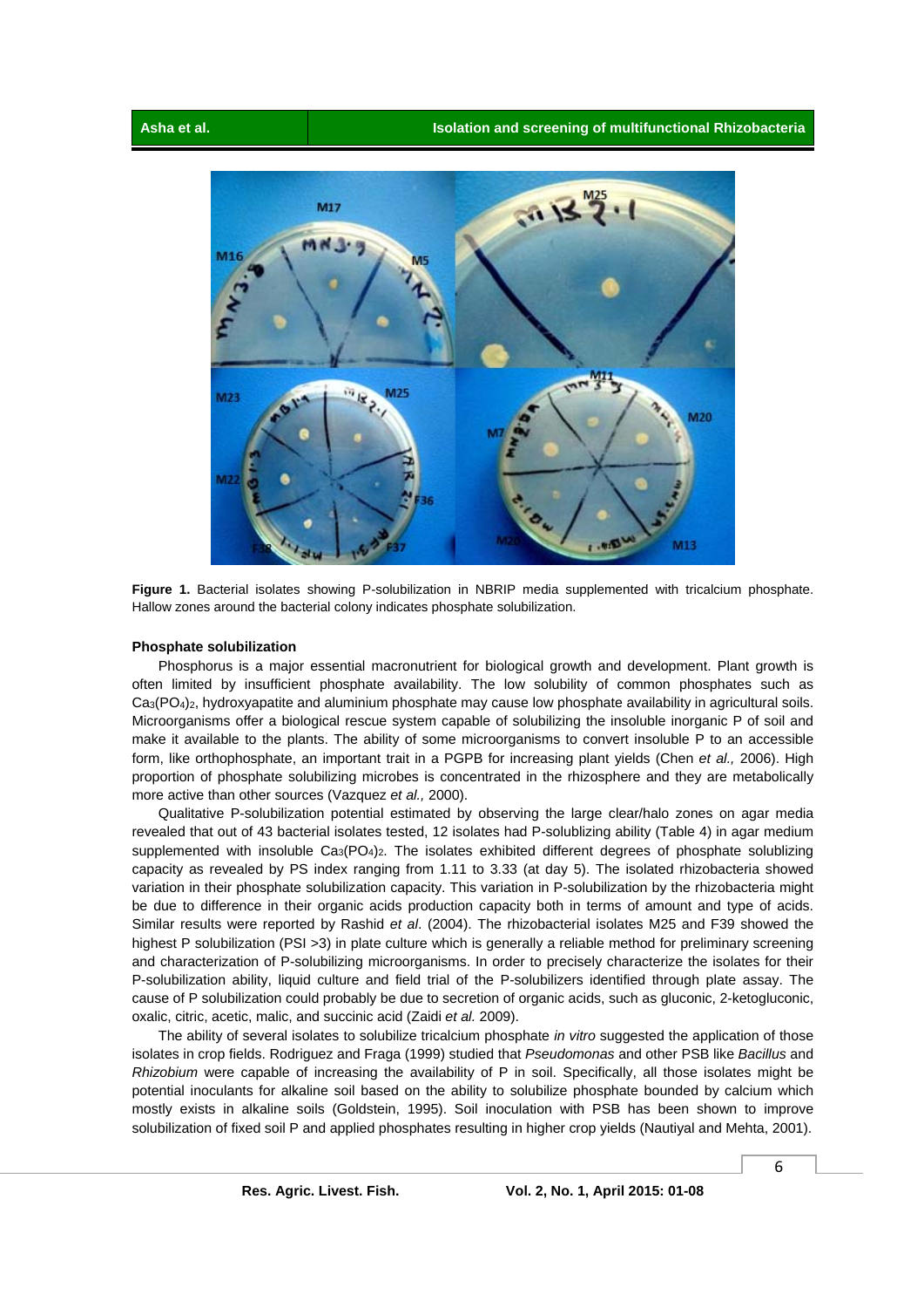**Figure 1.** Bacterial isolates showing P-solubilization in NBRIP media supplemented with tricalcium phosphate. Hallow zones around the bacterial colony indicates phosphate solubilization.

### Phosphate solubilization

Phosphorus is a major essential macronutrient for biological growth and development. Plant growth is often limited by insufficient phosphate availability. The low solubility of common phosphates such as $Ca_3(PO_4)_2$, hydroxyapatite and aluminium phosphate may cause low phosphate availability in agricultural soils. Microorganisms offer a biological rescue system capable of solubilizing the insoluble inorganic P of soil and make it available to the plants. The ability of some microorganisms to convert insoluble P to an accessible form, like orthophosphate, an important trait in a PGPB for increasing plant yields (Chen *et al.,* 2006). High proportion of phosphate solubilizing microbes is concentrated in the rhizosphere and they are metabolically more active than other sources (Vazquez *et al.,* 2000).

Qualitative P-solubilization potential estimated by observing the large clear/halo zones on agar media revealed that out of 43 bacterial isolates tested, 12 isolates had P-solublizing ability (Table 4) in agar medium supplemented with insoluble $Ca_3(PO_4)_2$. The isolates exhibited different degrees of phosphate solublizing capacity as revealed by PS index ranging from 1.11 to 3.33 (at day 5). The isolated rhizobacteria showed variation in their phosphate solubilization capacity. This variation in P-solubilization by the rhizobacteria might be due to difference in their organic acids production capacity both in terms of amount and type of acids. Similar results were reported by Rashid *et al*. (2004). The rhizobacterial isolates M25 and F39 showed the highest P solubilization (PSI >3) in plate culture which is generally a reliable method for preliminary screening and characterization of P-solubilizing microorganisms. In order to precisely characterize the isolates for their P-solubilization ability, liquid culture and field trial of the P-solubilizers identified through plate assay. The cause of P solubilization could probably be due to secretion of organic acids, such as gluconic, 2-ketogluconic, oxalic, citric, acetic, malic, and succinic acid (Zaidi *et al.* 2009).

The ability of several isolates to solubilize tricalcium phosphate *in vitro* suggested the application of those isolates in crop fields. Rodriguez and Fraga (1999) studied that *Pseudomonas* and other PSB like *Bacillus* and *Rhizobium* were capable of increasing the availability of P in soil. Specifically, all those isolates might be potential inoculants for alkaline soil based on the ability to solubilize phosphate bounded by calcium which mostly exists in alkaline soils (Goldstein, 1995). Soil inoculation with PSB has been shown to improve solubilization of fixed soil P and applied phosphates resulting in higher crop yields (Nautiyal and Mehta, 2001).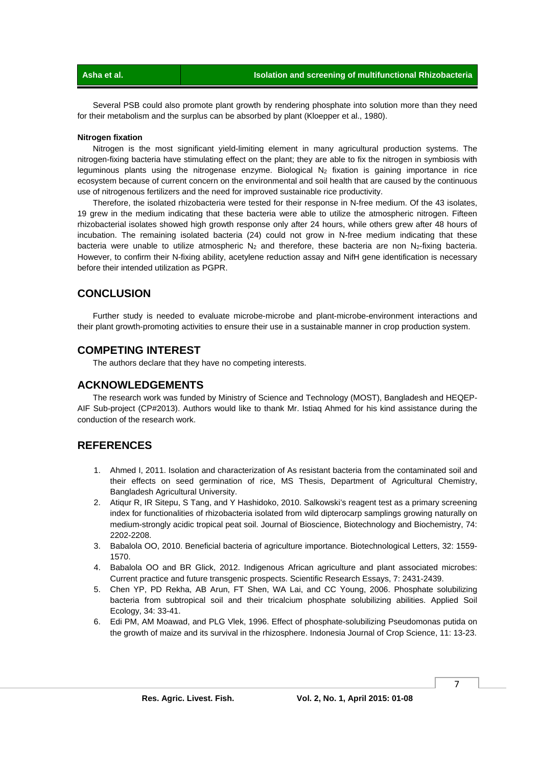Several PSB could also promote plant growth by rendering phosphate into solution more than they need for their metabolism and the surplus can be absorbed by plant (Kloepper et al., 1980).

**Nitrogen fixation**

Nitrogen is the most significant yield-limiting element in many agricultural production systems. The nitrogen-fixing bacteria have stimulating effect on the plant; they are able to fix the nitrogen in symbiosis with leguminous plants using the nitrogenase enzyme. Biological $N_2$ fixation is gaining importance in rice ecosystem because of current concern on the environmental and soil health that are caused by the continuous use of nitrogenous fertilizers and the need for improved sustainable rice productivity.

Therefore, the isolated rhizobacteria were tested for their response in N-free medium. Of the 43 isolates, 19 grew in the medium indicating that these bacteria were able to utilize the atmospheric nitrogen. Fifteen rhizobacterial isolates showed high growth response only after 24 hours, while others grew after 48 hours of incubation. The remaining isolated bacteria (24) could not grow in N-free medium indicating that these bacteria were unable to utilize atmospheric $N_2$ and therefore, these bacteria are non $N_2$-fixing bacteria. However, to confirm their N-fixing ability, acetylene reduction assay and NifH gene identification is necessary before their intended utilization as PGPR.

## CONCLUSION

Further study is needed to evaluate microbe-microbe and plant-microbe-environment interactions and their plant growth-promoting activities to ensure their use in a sustainable manner in crop production system.

## COMPETING INTEREST

The authors declare that they have no competing interests.

## ACKNOWLEDGEMENTS

The research work was funded by Ministry of Science and Technology (MOST), Bangladesh and HEQEP-AIF Sub-project (CP#2013). Authors would like to thank Mr. Istiaq Ahmed for his kind assistance during the conduction of the research work.

## REFERENCES

1. Ahmed I, 2011. Isolation and characterization of As resistant bacteria from the contaminated soil and their effects on seed germination of rice, MS Thesis, Department of Agricultural Chemistry, Bangladesh Agricultural University.
2. Atiqur R, IR Sitepu, S Tang, and Y Hashidoko, 2010. Salkowski's reagent test as a primary screening index for functionalities of rhizobacteria isolated from wild dipterocarp samplings growing naturally on medium-strongly acidic tropical peat soil. Journal of Bioscience, Biotechnology and Biochemistry, 74: 2202-2208.
3. Babalola OO, 2010. Beneficial bacteria of agriculture importance. Biotechnological Letters, 32: 1559-1570.
4. Babalola OO and BR Glick, 2012. Indigenous African agriculture and plant associated microbes: Current practice and future transgenic prospects. Scientific Research Essays, 7: 2431-2439.
5. Chen YP, PD Rekha, AB Arun, FT Shen, WA Lai, and CC Young, 2006. Phosphate solubilizing bacteria from subtropical soil and their tricalcium phosphate solubilizing abilities. Applied Soil Ecology, 34: 33-41.
6. Edi PM, AM Moawad, and PLG Vlek, 1996. Effect of phosphate-solubilizing Pseudomonas putida on the growth of maize and its survival in the rhizosphere. Indonesia Journal of Crop Science, 11: 13-23.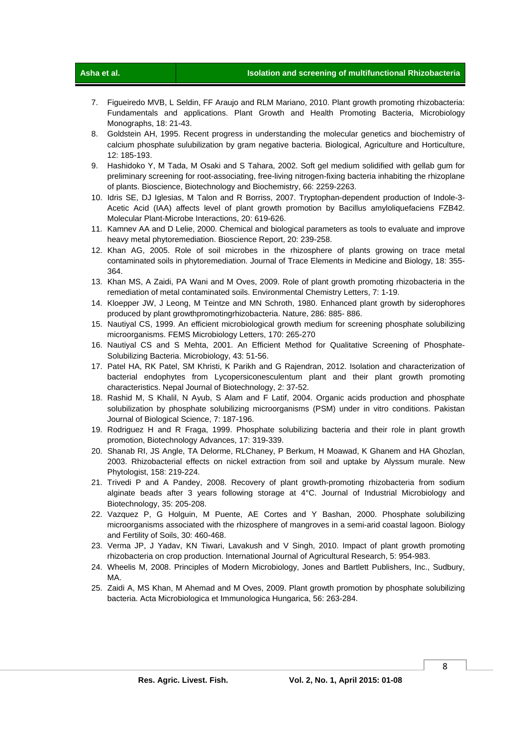7. Figueiredo MVB, L Seldin, FF Araujo and RLM Mariano, 2010. Plant growth promoting rhizobacteria: Fundamentals and applications. Plant Growth and Health Promoting Bacteria, Microbiology Monographs, 18: 21-43.
8. Goldstein AH, 1995. Recent progress in understanding the molecular genetics and biochemistry of calcium phosphate sulubilization by gram negative bacteria. Biological, Agriculture and Horticulture, 12: 185-193.
9. Hashidoko Y, M Tada, M Osaki and S Tahara, 2002. Soft gel medium solidified with gellab gum for preliminary screening for root-associating, free-living nitrogen-fixing bacteria inhabiting the rhizoplane of plants. Bioscience, Biotechnology and Biochemistry, 66: 2259-2263.
10. Idris SE, DJ Iglesias, M Talon and R Borriss, 2007. Tryptophan-dependent production of Indole-3-Acetic Acid (IAA) affects level of plant growth promotion by Bacillus amyloliquefaciens FZB42. Molecular Plant-Microbe Interactions, 20: 619-626.
11. Kamnev AA and D Lelie, 2000. Chemical and biological parameters as tools to evaluate and improve heavy metal phytoremediation. Bioscience Report, 20: 239-258.
12. Khan AG, 2005. Role of soil microbes in the rhizosphere of plants growing on trace metal contaminated soils in phytoremediation. Journal of Trace Elements in Medicine and Biology, 18: 355-364.
13. Khan MS, A Zaidi, PA Wani and M Oves, 2009. Role of plant growth promoting rhizobacteria in the remediation of metal contaminated soils. Environmental Chemistry Letters, 7: 1-19.
14. Kloepper JW, J Leong, M Teintze and MN Schroth, 1980. Enhanced plant growth by siderophores produced by plant growthpromotingrhizobacteria. Nature, 286: 885- 886.
15. Nautiyal CS, 1999. An efficient microbiological growth medium for screening phosphate solubilizing microorganisms. FEMS Microbiology Letters, 170: 265-270
16. Nautiyal CS and S Mehta, 2001. An Efficient Method for Qualitative Screening of Phosphate-Solubilizing Bacteria. Microbiology, 43: 51-56.
17. Patel HA, RK Patel, SM Khristi, K Parikh and G Rajendran, 2012. Isolation and characterization of bacterial endophytes from Lycopersiconesculentum plant and their plant growth promoting characteristics. Nepal Journal of Biotechnology, 2: 37-52.
18. Rashid M, S Khalil, N Ayub, S Alam and F Latif, 2004. Organic acids production and phosphate solubilization by phosphate solubilizing microorganisms (PSM) under in vitro conditions. Pakistan Journal of Biological Science, 7: 187-196.
19. Rodriguez H and R Fraga, 1999. Phosphate solubilizing bacteria and their role in plant growth promotion, Biotechnology Advances, 17: 319-339.
20. Shanab RI, JS Angle, TA Delorme, RLChaney, P Berkum, H Moawad, K Ghanem and HA Ghozlan, 2003. Rhizobacterial effects on nickel extraction from soil and uptake by Alyssum murale. New Phytologist, 158: 219-224.
21. Trivedi P and A Pandey, 2008. Recovery of plant growth-promoting rhizobacteria from sodium alginate beads after 3 years following storage at 4°C. Journal of Industrial Microbiology and Biotechnology, 35: 205-208.
22. Vazquez P, G Holguin, M Puente, AE Cortes and Y Bashan, 2000. Phosphate solubilizing microorganisms associated with the rhizosphere of mangroves in a semi-arid coastal lagoon. Biology and Fertility of Soils, 30: 460-468.
23. Verma JP, J Yadav, KN Tiwari, Lavakush and V Singh, 2010. Impact of plant growth promoting rhizobacteria on crop production. International Journal of Agricultural Research, 5: 954-983.
24. Wheelis M, 2008. Principles of Modern Microbiology, Jones and Bartlett Publishers, Inc., Sudbury, MA.
25. Zaidi A, MS Khan, M Ahemad and M Oves, 2009. Plant growth promotion by phosphate solubilizing bacteria. Acta Microbiologica et Immunologica Hungarica, 56: 263-284.